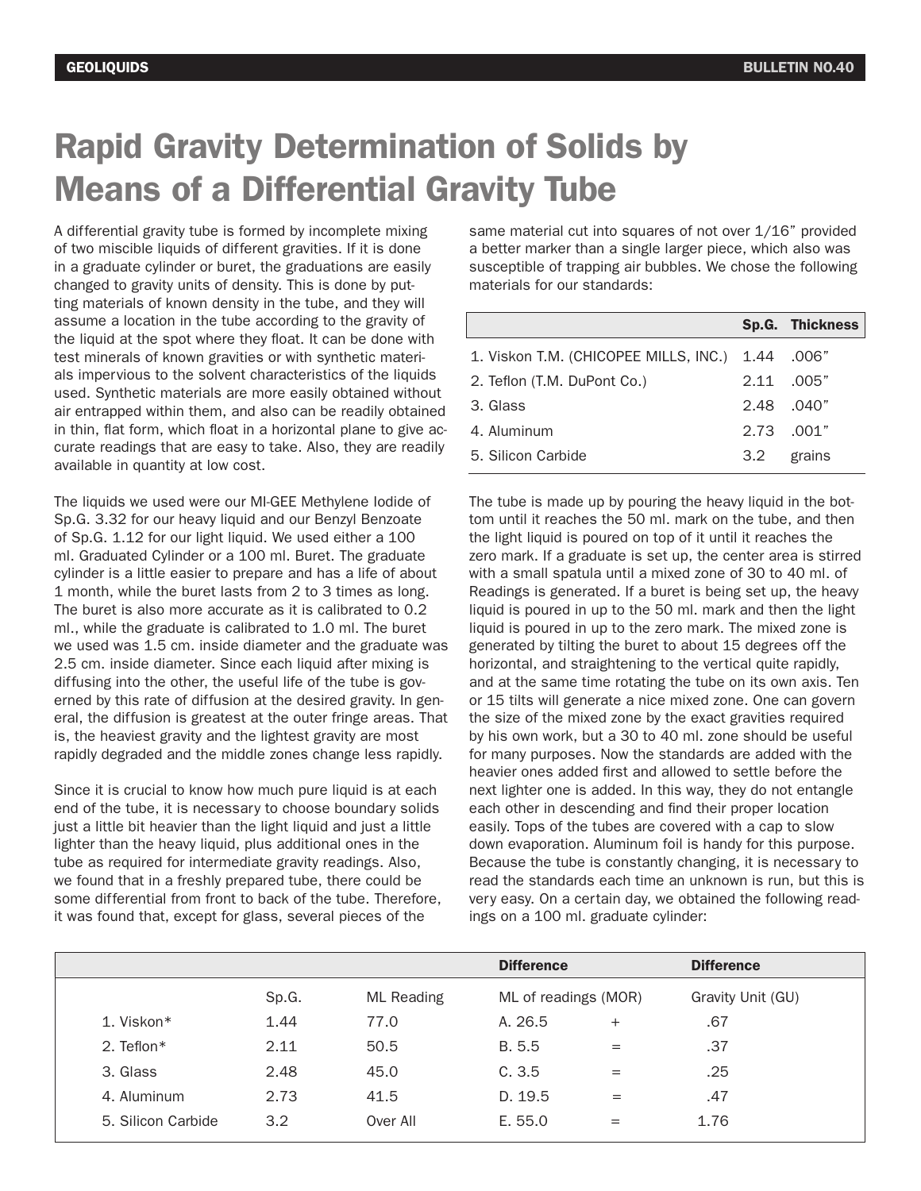# Rapid Gravity Determination of Solids by Means of a Differential Gravity Tube

A differential gravity tube is formed by incomplete mixing of two miscible liquids of different gravities. If it is done in a graduate cylinder or buret, the graduations are easily changed to gravity units of density. This is done by putting materials of known density in the tube, and they will assume a location in the tube according to the gravity of the liquid at the spot where they float. It can be done with test minerals of known gravities or with synthetic materials impervious to the solvent characteristics of the liquids used. Synthetic materials are more easily obtained without air entrapped within them, and also can be readily obtained in thin, flat form, which float in a horizontal plane to give accurate readings that are easy to take. Also, they are readily available in quantity at low cost.

The liquids we used were our MI-GEE Methylene Iodide of Sp.G. 3.32 for our heavy liquid and our Benzyl Benzoate of Sp.G. 1.12 for our light liquid. We used either a 100 ml. Graduated Cylinder or a 100 ml. Buret. The graduate cylinder is a little easier to prepare and has a life of about 1 month, while the buret lasts from 2 to 3 times as long. The buret is also more accurate as it is calibrated to 0.2 ml., while the graduate is calibrated to 1.0 ml. The buret we used was 1.5 cm. inside diameter and the graduate was 2.5 cm. inside diameter. Since each liquid after mixing is diffusing into the other, the useful life of the tube is governed by this rate of diffusion at the desired gravity. In general, the diffusion is greatest at the outer fringe areas. That is, the heaviest gravity and the lightest gravity are most rapidly degraded and the middle zones change less rapidly.

Since it is crucial to know how much pure liquid is at each end of the tube, it is necessary to choose boundary solids just a little bit heavier than the light liquid and just a little lighter than the heavy liquid, plus additional ones in the tube as required for intermediate gravity readings. Also, we found that in a freshly prepared tube, there could be some differential from front to back of the tube. Therefore, it was found that, except for glass, several pieces of the same material cut into squares of not over 1/16" provided a better marker than a single larger piece, which also was susceptible of trapping air bubbles. We chose the following materials for our standards:

| | Sp.G. | Thickness |
|---|---|---|
| 1. Viskon T.M. (CHICOPEE MILLS, INC.) | 1.44 | .006" |
| 2. Teflon (T.M. DuPont Co.) | 2.11 | .005" |
| 3. Glass | 2.48 | .040" |
| 4. Aluminum | 2.73 | .001" |
| 5. Silicon Carbide | 3.2 | grains |

The tube is made up by pouring the heavy liquid in the bottom until it reaches the 50 ml. mark on the tube, and then the light liquid is poured on top of it until it reaches the zero mark. If a graduate is set up, the center area is stirred with a small spatula until a mixed zone of 30 to 40 ml. of Readings is generated. If a buret is being set up, the heavy liquid is poured in up to the 50 ml. mark and then the light liquid is poured in up to the zero mark. The mixed zone is generated by tilting the buret to about 15 degrees off the horizontal, and straightening to the vertical quite rapidly, and at the same time rotating the tube on its own axis. Ten or 15 tilts will generate a nice mixed zone. One can govern the size of the mixed zone by the exact gravities required by his own work, but a 30 to 40 ml. zone should be useful for many purposes. Now the standards are added with the heavier ones added first and allowed to settle before the next lighter one is added. In this way, they do not entangle each other in descending and find their proper location easily. Tops of the tubes are covered with a cap to slow down evaporation. Aluminum foil is handy for this purpose. Because the tube is constantly changing, it is necessary to read the standards each time an unknown is run, but this is very easy. On a certain day, we obtained the following readings on a 100 ml. graduate cylinder:

| | | | Difference | | Difference |
|---|---|---|---|---|---|
| | Sp.G. | ML Reading | ML of readings (MOR) | | Gravity Unit (GU) |
| 1. Viskon* | 1.44 | 77.0 | A. 26.5 | + | .67 |
| 2. Teflon* | 2.11 | 50.5 | B. 5.5 | = | .37 |
| 3. Glass | 2.48 | 45.0 | C. 3.5 | = | .25 |
| 4. Aluminum | 2.73 | 41.5 | D. 19.5 | = | .47 |
| 5. Silicon Carbide | 3.2 | Over All | E. 55.0 | = | 1.76 |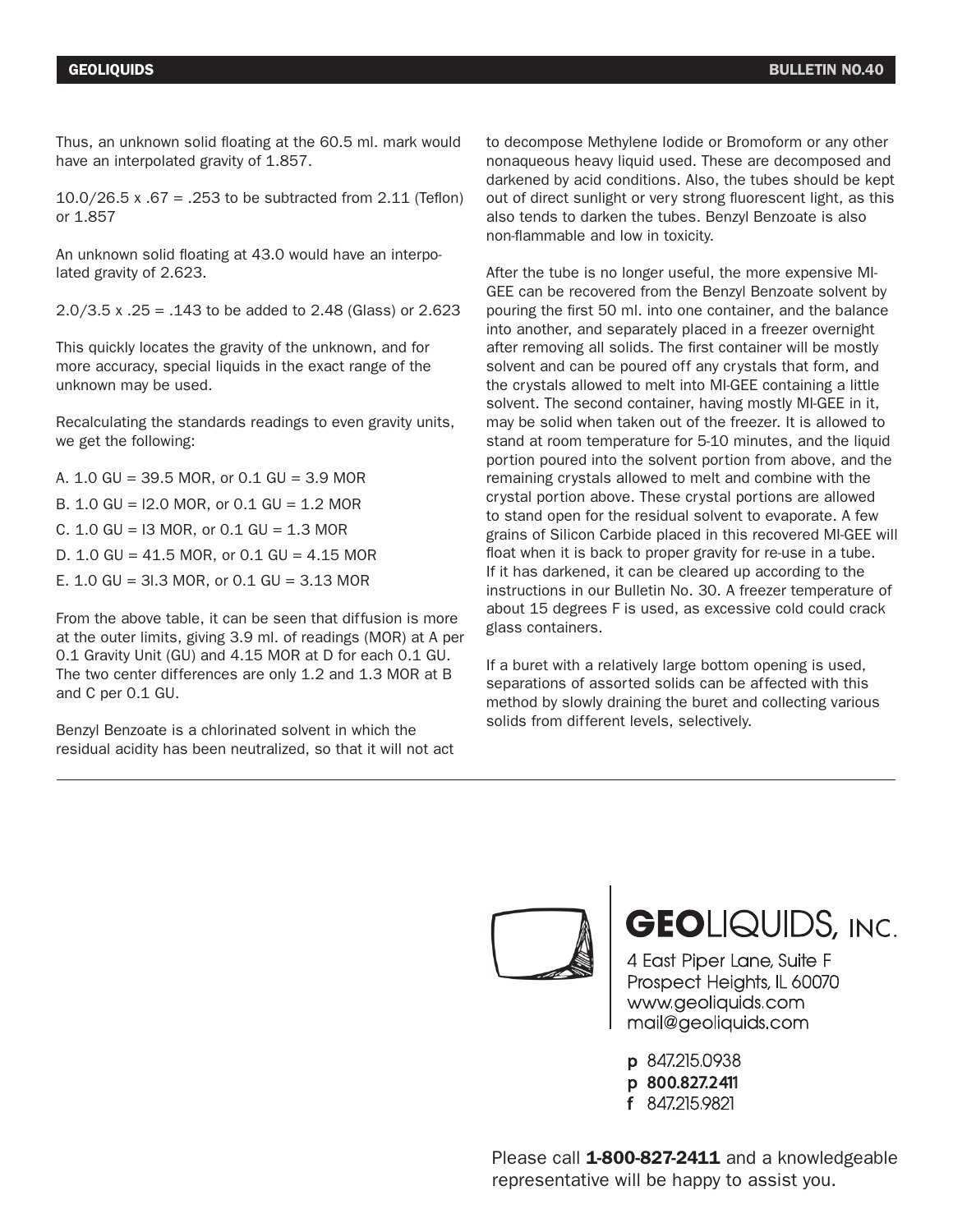Thus, an unknown solid floating at the 60.5 ml. mark would have an interpolated gravity of 1.857.

10.0/26.5 x .67 = .253 to be subtracted from 2.11 (Teflon) or 1.857

An unknown solid floating at 43.0 would have an interpolated gravity of 2.623.

2.0/3.5 x .25 = .143 to be added to 2.48 (Glass) or 2.623

This quickly locates the gravity of the unknown, and for more accuracy, special liquids in the exact range of the unknown may be used.

Recalculating the standards readings to even gravity units, we get the following:

A. 1.0 GU = 39.5 MOR, or 0.1 GU = 3.9 MOR

B. 1.0 GU = l2.0 MOR, or 0.1 GU = 1.2 MOR

C. 1.0 GU = l3 MOR, or 0.1 GU = 1.3 MOR

D. 1.0 GU = 41.5 MOR, or 0.1 GU = 4.15 MOR

E. 1.0 GU = 3l.3 MOR, or 0.1 GU = 3.13 MOR

From the above table, it can be seen that diffusion is more at the outer limits, giving 3.9 ml. of readings (MOR) at A per 0.1 Gravity Unit (GU) and 4.15 MOR at D for each 0.1 GU. The two center differences are only 1.2 and 1.3 MOR at B and C per 0.1 GU.

Benzyl Benzoate is a chlorinated solvent in which the residual acidity has been neutralized, so that it will not act to decompose Methylene Iodide or Bromoform or any other nonaqueous heavy liquid used. These are decomposed and darkened by acid conditions. Also, the tubes should be kept out of direct sunlight or very strong fluorescent light, as this also tends to darken the tubes. Benzyl Benzoate is also non-flammable and low in toxicity.

After the tube is no longer useful, the more expensive MI-GEE can be recovered from the Benzyl Benzoate solvent by pouring the first 50 ml. into one container, and the balance into another, and separately placed in a freezer overnight after removing all solids. The first container will be mostly solvent and can be poured off any crystals that form, and the crystals allowed to melt into MI-GEE containing a little solvent. The second container, having mostly MI-GEE in it, may be solid when taken out of the freezer. It is allowed to stand at room temperature for 5-10 minutes, and the liquid portion poured into the solvent portion from above, and the remaining crystals allowed to melt and combine with the crystal portion above. These crystal portions are allowed to stand open for the residual solvent to evaporate. A few grains of Silicon Carbide placed in this recovered MI-GEE will float when it is back to proper gravity for re-use in a tube. If it has darkened, it can be cleared up according to the instructions in our Bulletin No. 30. A freezer temperature of about 15 degrees F is used, as excessive cold could crack glass containers.

If a buret with a relatively large bottom opening is used, separations of assorted solids can be affected with this method by slowly draining the buret and collecting various solids from different levels, selectively.

**GEOLIQUIDS, INC.**

4 East Piper Lane, Suite F
Prospect Heights, IL 60070
www.geoliquids.com
mail@geoliquids.com

p 847.215.0938
p **800.827.2411**
f 847.215.9821

Please call **1-800-827-2411** and a knowledgeable representative will be happy to assist you.